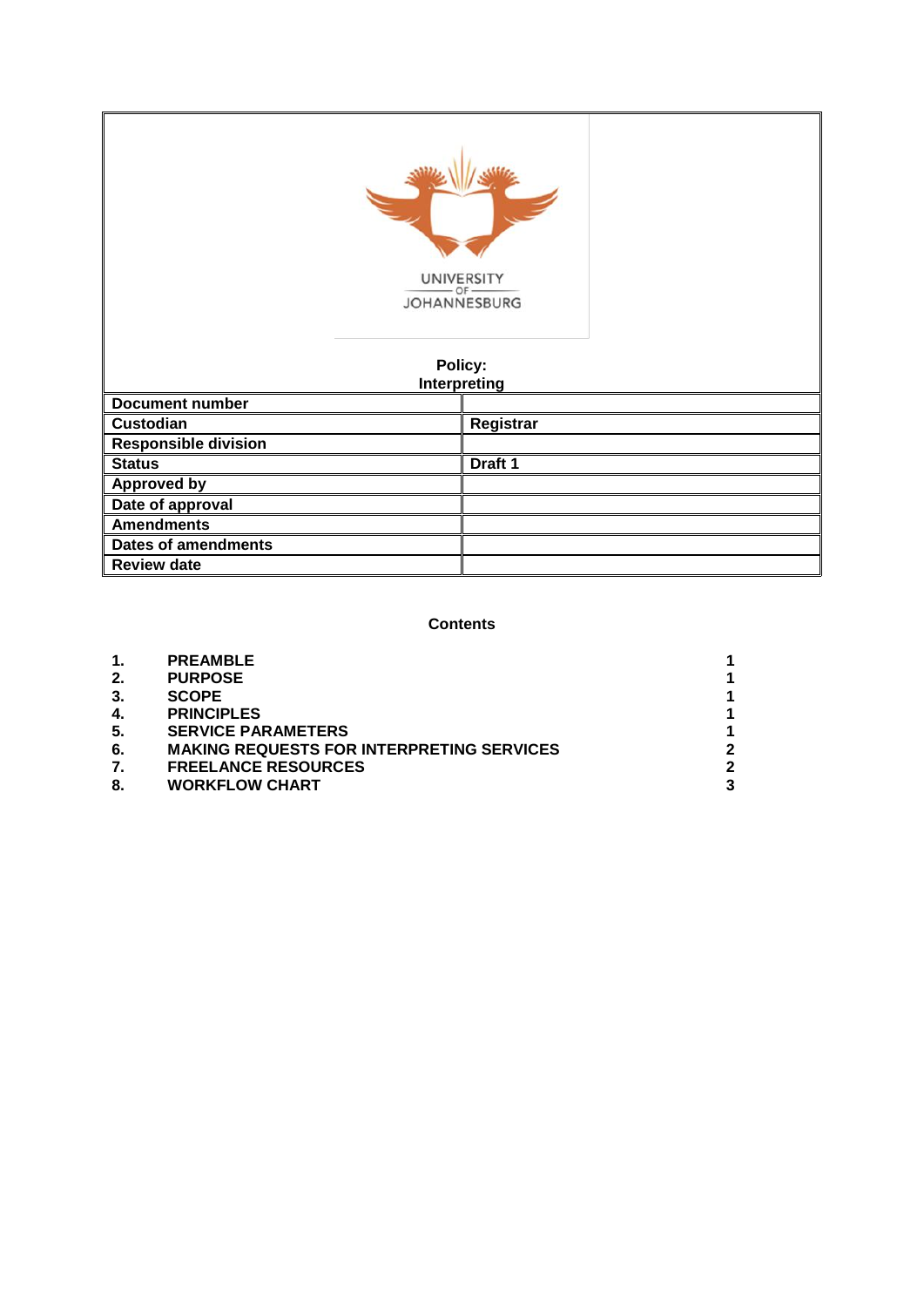UNIVERSITY OF JOHANNESBURG

**Policy:**
**Interpreting**

| | |
|---|---|
| **Document number** | |
| **Custodian** | **Registrar** |
| **Responsible division** | |
| **Status** | **Draft 1** |
| **Approved by** | |
| **Date of approval** | |
| **Amendments** | |
| **Dates of amendments** | |
| **Review date** | |

**Contents**

| | | |
|---|---|---|
| **1.** | **PREAMBLE** | **1** |
| **2.** | **PURPOSE** | **1** |
| **3.** | **SCOPE** | **1** |
| **4.** | **PRINCIPLES** | **1** |
| **5.** | **SERVICE PARAMETERS** | **1** |
| **6.** | **MAKING REQUESTS FOR INTERPRETING SERVICES** | **2** |
| **7.** | **FREELANCE RESOURCES** | **2** |
| **8.** | **WORKFLOW CHART** | **3** |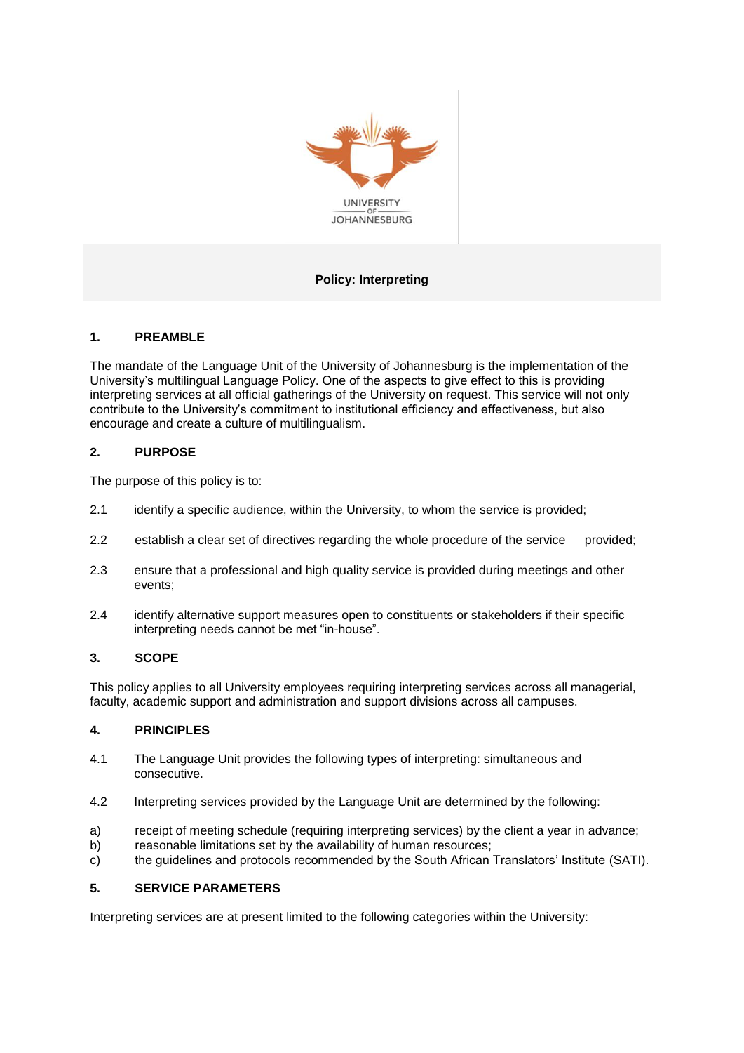UNIVERSITY OF JOHANNESBURG

**Policy: Interpreting**

## 1. PREAMBLE

The mandate of the Language Unit of the University of Johannesburg is the implementation of the University's multilingual Language Policy. One of the aspects to give effect to this is providing interpreting services at all official gatherings of the University on request. This service will not only contribute to the University's commitment to institutional efficiency and effectiveness, but also encourage and create a culture of multilingualism.

## 2. PURPOSE

The purpose of this policy is to:

2.1 identify a specific audience, within the University, to whom the service is provided;

2.2 establish a clear set of directives regarding the whole procedure of the service provided;

2.3 ensure that a professional and high quality service is provided during meetings and other events;

2.4 identify alternative support measures open to constituents or stakeholders if their specific interpreting needs cannot be met "in-house".

## 3. SCOPE

This policy applies to all University employees requiring interpreting services across all managerial, faculty, academic support and administration and support divisions across all campuses.

## 4. PRINCIPLES

4.1 The Language Unit provides the following types of interpreting: simultaneous and consecutive.

4.2 Interpreting services provided by the Language Unit are determined by the following:

a) receipt of meeting schedule (requiring interpreting services) by the client a year in advance;
b) reasonable limitations set by the availability of human resources;
c) the guidelines and protocols recommended by the South African Translators' Institute (SATI).

## 5. SERVICE PARAMETERS

Interpreting services are at present limited to the following categories within the University: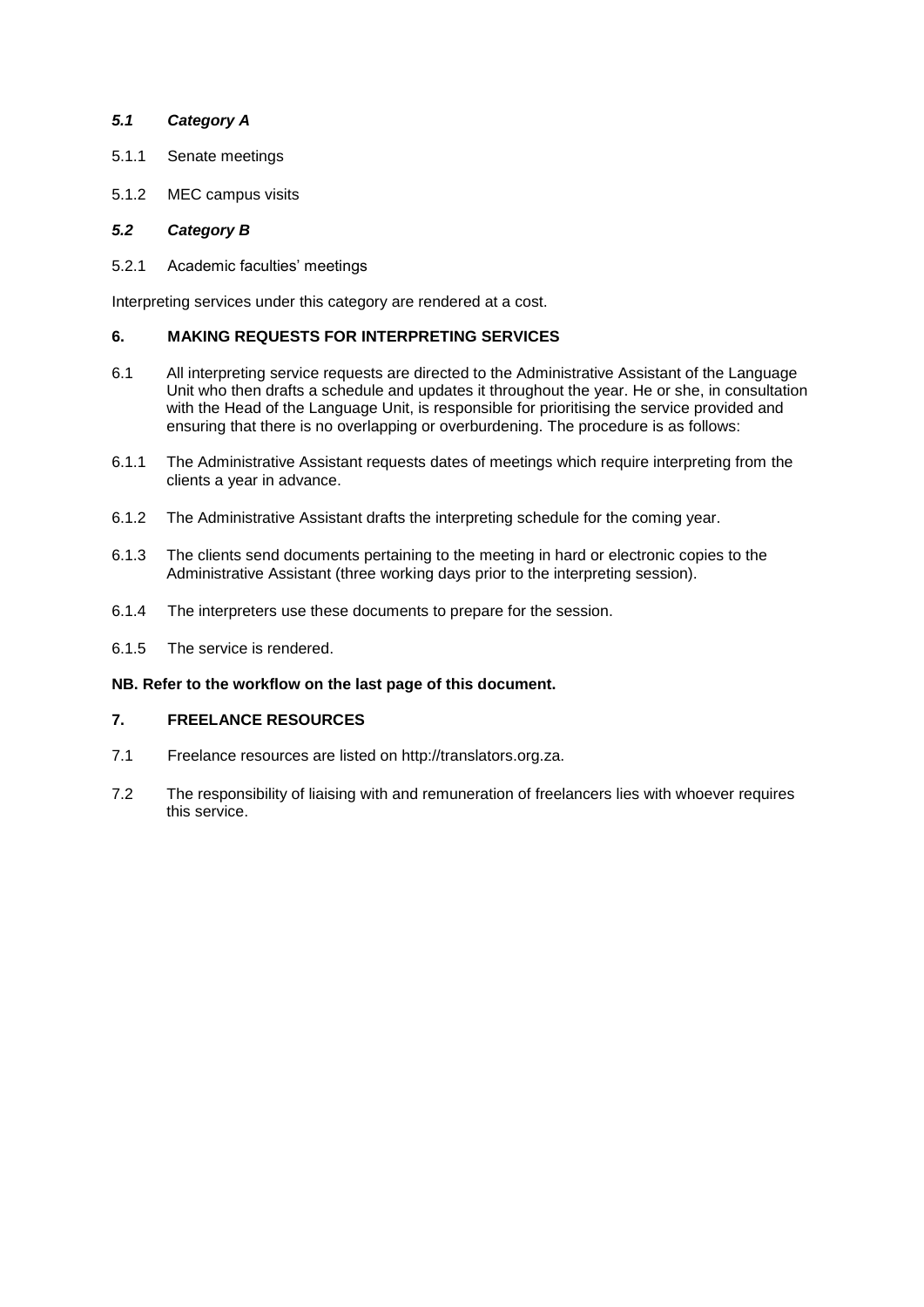### *5.1 Category A*

5.1.1 Senate meetings

5.1.2 MEC campus visits

### *5.2 Category B*

5.2.1 Academic faculties' meetings

Interpreting services under this category are rendered at a cost.

## 6. MAKING REQUESTS FOR INTERPRETING SERVICES

6.1 All interpreting service requests are directed to the Administrative Assistant of the Language Unit who then drafts a schedule and updates it throughout the year. He or she, in consultation with the Head of the Language Unit, is responsible for prioritising the service provided and ensuring that there is no overlapping or overburdening. The procedure is as follows:

6.1.1 The Administrative Assistant requests dates of meetings which require interpreting from the clients a year in advance.

6.1.2 The Administrative Assistant drafts the interpreting schedule for the coming year.

6.1.3 The clients send documents pertaining to the meeting in hard or electronic copies to the Administrative Assistant (three working days prior to the interpreting session).

6.1.4 The interpreters use these documents to prepare for the session.

6.1.5 The service is rendered.

**NB. Refer to the workflow on the last page of this document.**

## 7. FREELANCE RESOURCES

7.1 Freelance resources are listed on http://translators.org.za.

7.2 The responsibility of liaising with and remuneration of freelancers lies with whoever requires this service.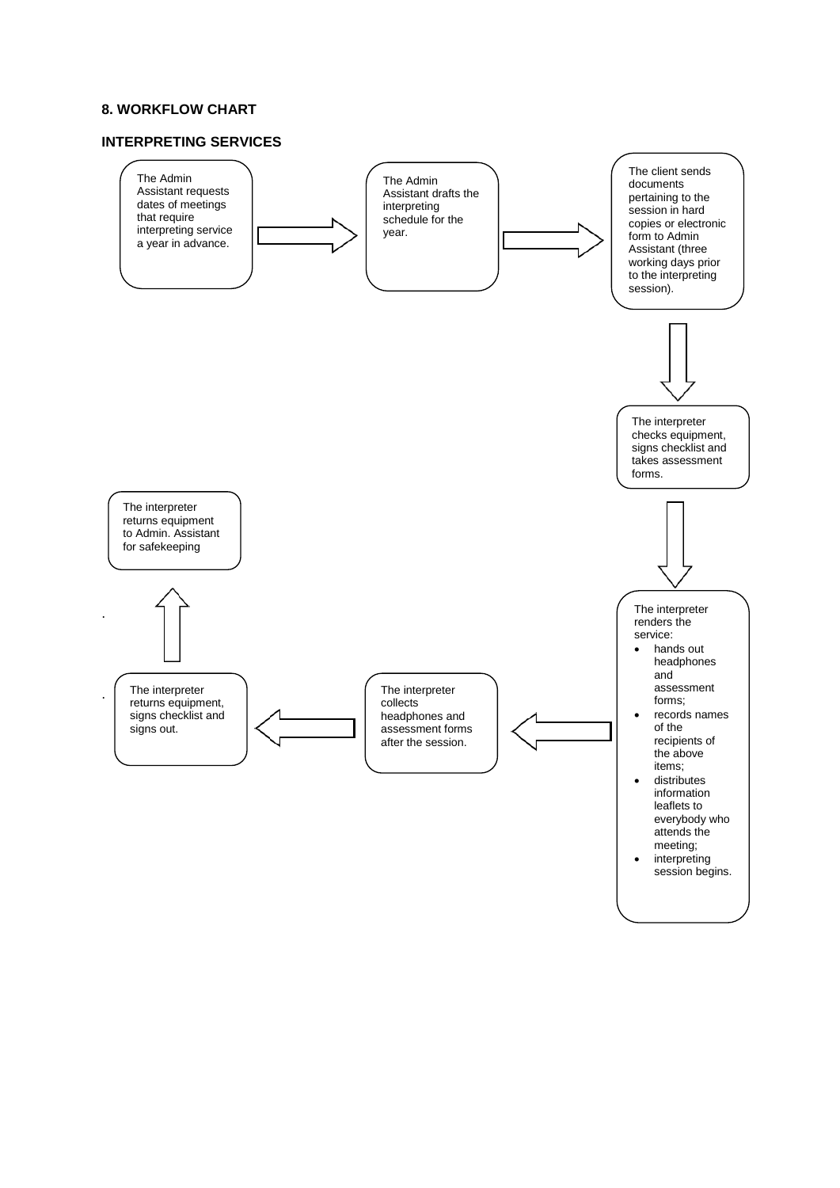## 8. WORKFLOW CHART

### INTERPRETING SERVICES

The Admin Assistant requests dates of meetings that require interpreting service a year in advance.

The Admin Assistant drafts the interpreting schedule for the year.

The client sends documents pertaining to the session in hard copies or electronic form to Admin Assistant (three working days prior to the interpreting session).

The interpreter checks equipment, signs checklist and takes assessment forms.

The interpreter renders the service:

- hands out headphones and assessment forms;
- records names of the recipients of the above items;
- distributes information leaflets to everybody who attends the meeting;
- interpreting session begins.

The interpreter collects headphones and assessment forms after the session.

The interpreter returns equipment, signs checklist and signs out.

The interpreter returns equipment to Admin. Assistant for safekeeping